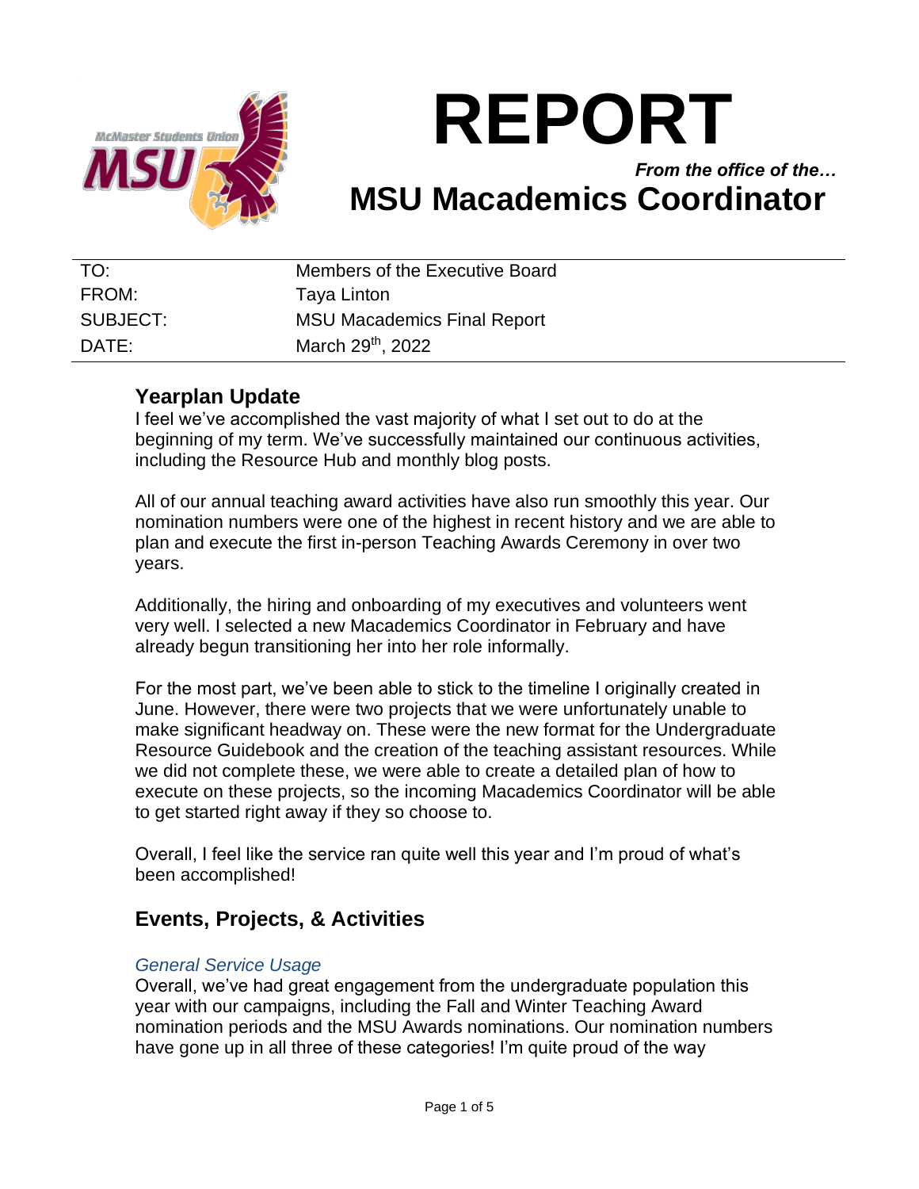# REPORT

*From the office of the…*

# MSU Macademics Coordinator

| | |
|---|---|
| TO: | Members of the Executive Board |
| FROM: | Taya Linton |
| SUBJECT: | MSU Macademics Final Report |
| DATE: | March 29th, 2022 |

## Yearplan Update

I feel we've accomplished the vast majority of what I set out to do at the beginning of my term. We've successfully maintained our continuous activities, including the Resource Hub and monthly blog posts.

All of our annual teaching award activities have also run smoothly this year. Our nomination numbers were one of the highest in recent history and we are able to plan and execute the first in-person Teaching Awards Ceremony in over two years.

Additionally, the hiring and onboarding of my executives and volunteers went very well. I selected a new Macademics Coordinator in February and have already begun transitioning her into her role informally.

For the most part, we've been able to stick to the timeline I originally created in June. However, there were two projects that we were unfortunately unable to make significant headway on. These were the new format for the Undergraduate Resource Guidebook and the creation of the teaching assistant resources. While we did not complete these, we were able to create a detailed plan of how to execute on these projects, so the incoming Macademics Coordinator will be able to get started right away if they so choose to.

Overall, I feel like the service ran quite well this year and I'm proud of what's been accomplished!

## Events, Projects, & Activities

### *General Service Usage*

Overall, we've had great engagement from the undergraduate population this year with our campaigns, including the Fall and Winter Teaching Award nomination periods and the MSU Awards nominations. Our nomination numbers have gone up in all three of these categories! I'm quite proud of the way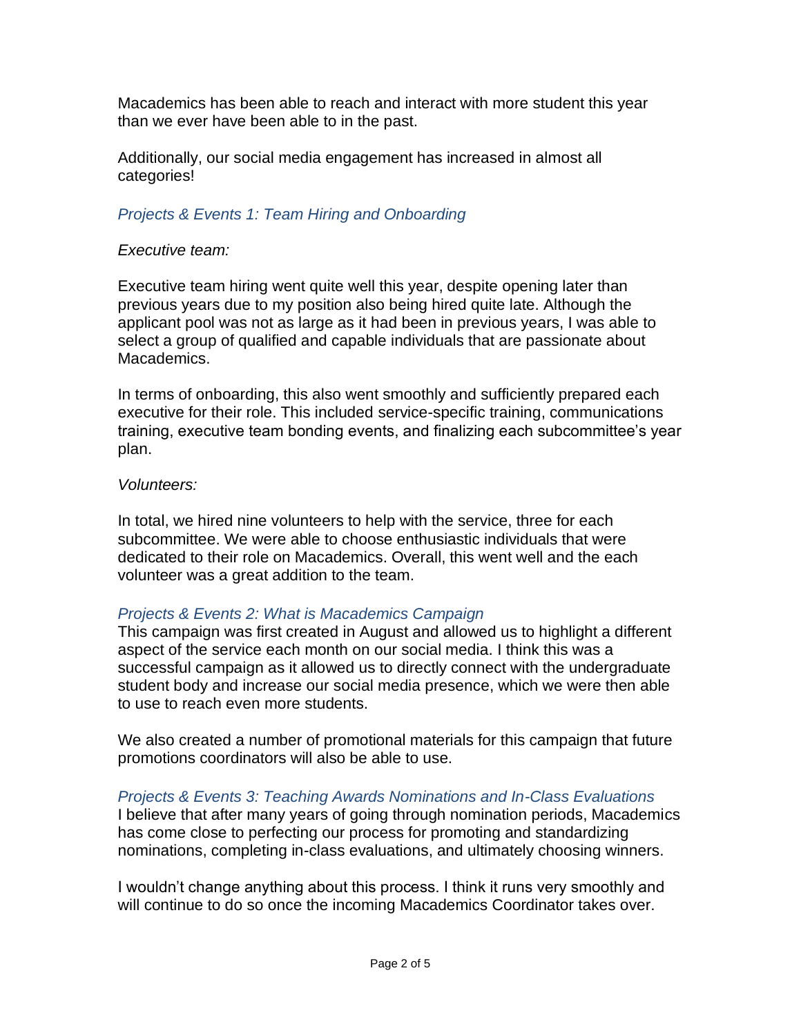Macademics has been able to reach and interact with more student this year than we ever have been able to in the past.

Additionally, our social media engagement has increased in almost all categories!

### *Projects & Events 1: Team Hiring and Onboarding*

*Executive team:*

Executive team hiring went quite well this year, despite opening later than previous years due to my position also being hired quite late. Although the applicant pool was not as large as it had been in previous years, I was able to select a group of qualified and capable individuals that are passionate about Macademics.

In terms of onboarding, this also went smoothly and sufficiently prepared each executive for their role. This included service-specific training, communications training, executive team bonding events, and finalizing each subcommittee's year plan.

*Volunteers:*

In total, we hired nine volunteers to help with the service, three for each subcommittee. We were able to choose enthusiastic individuals that were dedicated to their role on Macademics. Overall, this went well and the each volunteer was a great addition to the team.

### *Projects & Events 2: What is Macademics Campaign*

This campaign was first created in August and allowed us to highlight a different aspect of the service each month on our social media. I think this was a successful campaign as it allowed us to directly connect with the undergraduate student body and increase our social media presence, which we were then able to use to reach even more students.

We also created a number of promotional materials for this campaign that future promotions coordinators will also be able to use.

### *Projects & Events 3: Teaching Awards Nominations and In-Class Evaluations*

I believe that after many years of going through nomination periods, Macademics has come close to perfecting our process for promoting and standardizing nominations, completing in-class evaluations, and ultimately choosing winners.

I wouldn't change anything about this process. I think it runs very smoothly and will continue to do so once the incoming Macademics Coordinator takes over.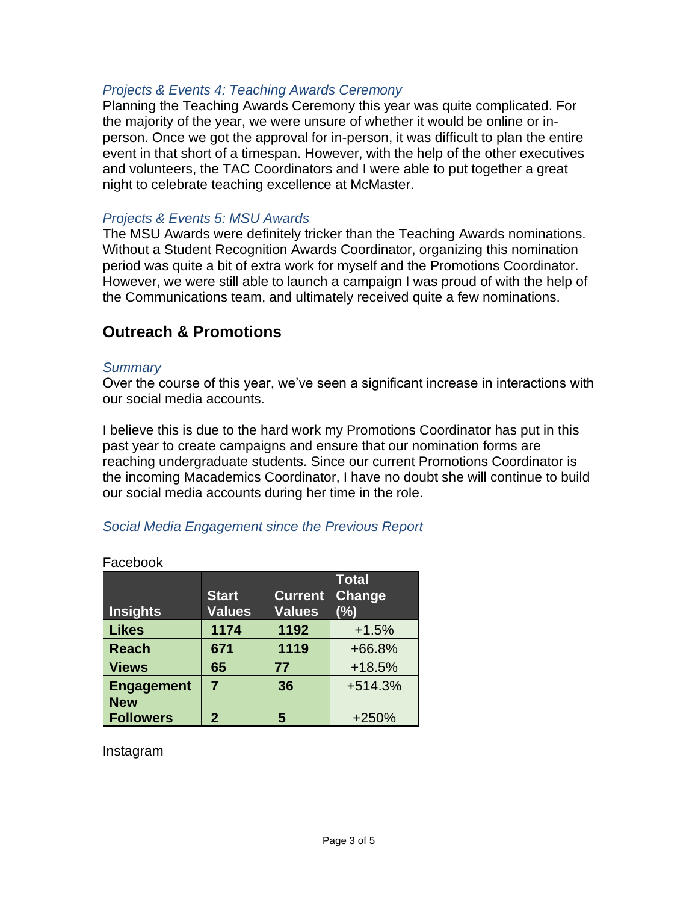### *Projects & Events 4: Teaching Awards Ceremony*

Planning the Teaching Awards Ceremony this year was quite complicated. For the majority of the year, we were unsure of whether it would be online or in-person. Once we got the approval for in-person, it was difficult to plan the entire event in that short of a timespan. However, with the help of the other executives and volunteers, the TAC Coordinators and I were able to put together a great night to celebrate teaching excellence at McMaster.

### *Projects & Events 5: MSU Awards*

The MSU Awards were definitely tricker than the Teaching Awards nominations. Without a Student Recognition Awards Coordinator, organizing this nomination period was quite a bit of extra work for myself and the Promotions Coordinator. However, we were still able to launch a campaign I was proud of with the help of the Communications team, and ultimately received quite a few nominations.

## Outreach & Promotions

### *Summary*

Over the course of this year, we've seen a significant increase in interactions with our social media accounts.

I believe this is due to the hard work my Promotions Coordinator has put in this past year to create campaigns and ensure that our nomination forms are reaching undergraduate students. Since our current Promotions Coordinator is the incoming Macademics Coordinator, I have no doubt she will continue to build our social media accounts during her time in the role.

### *Social Media Engagement since the Previous Report*

Facebook

| Insights | Start Values | Current Values | Total Change (%) |
| --- | --- | --- | --- |
| **Likes** | **1174** | **1192** | +1.5% |
| **Reach** | **671** | **1119** | +66.8% |
| **Views** | **65** | **77** | +18.5% |
| **Engagement** | **7** | **36** | +514.3% |
| **New Followers** | **2** | **5** | +250% |

Instagram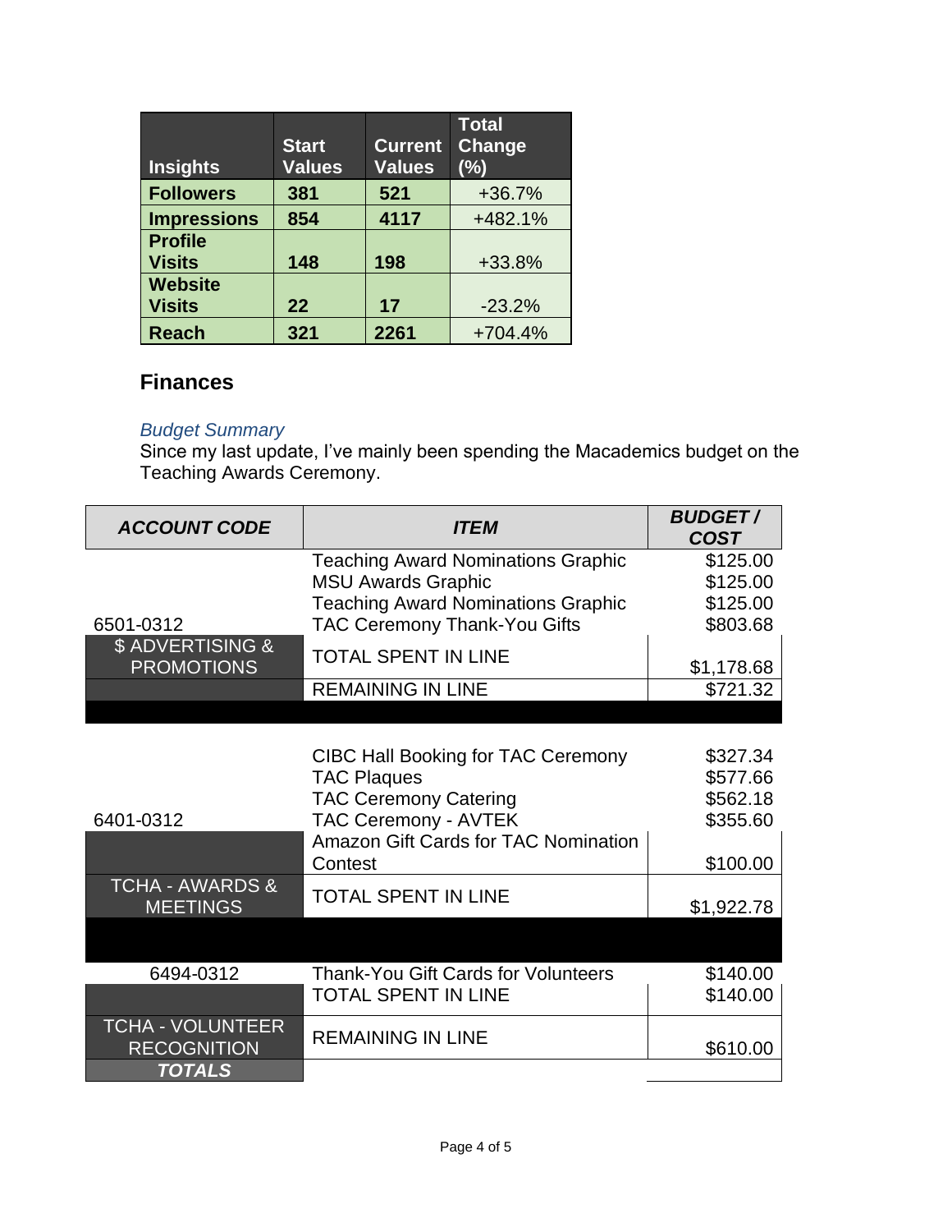| Insights | Start Values | Current Values | Total Change (%) |
|---|---|---|---|
| **Followers** | **381** | **521** | +36.7% |
| **Impressions** | **854** | **4117** | +482.1% |
| **Profile Visits** | **148** | **198** | +33.8% |
| **Website Visits** | **22** | **17** | -23.2% |
| **Reach** | **321** | **2261** | +704.4% |

## Finances

### *Budget Summary*

Since my last update, I've mainly been spending the Macademics budget on the Teaching Awards Ceremony.

| ***ACCOUNT CODE*** | ***ITEM*** | ***BUDGET / COST*** |
|---|---|---|
| 6501-0312 | Teaching Award Nominations Graphic | $125.00 |
| | MSU Awards Graphic | $125.00 |
| | Teaching Award Nominations Graphic | $125.00 |
| | TAC Ceremony Thank-You Gifts | $803.68 |
| $ ADVERTISING & PROMOTIONS | TOTAL SPENT IN LINE | $1,178.68 |
| | REMAINING IN LINE | $721.32 |
| 6401-0312 | CIBC Hall Booking for TAC Ceremony | $327.34 |
| | TAC Plaques | $577.66 |
| | TAC Ceremony Catering | $562.18 |
| | TAC Ceremony - AVTEK | $355.60 |
| | Amazon Gift Cards for TAC Nomination Contest | $100.00 |
| TCHA - AWARDS & MEETINGS | TOTAL SPENT IN LINE | $1,922.78 |
| 6494-0312 | Thank-You Gift Cards for Volunteers | $140.00 |
| | TOTAL SPENT IN LINE | $140.00 |
| TCHA - VOLUNTEER RECOGNITION | REMAINING IN LINE | $610.00 |
| ***TOTALS*** | | |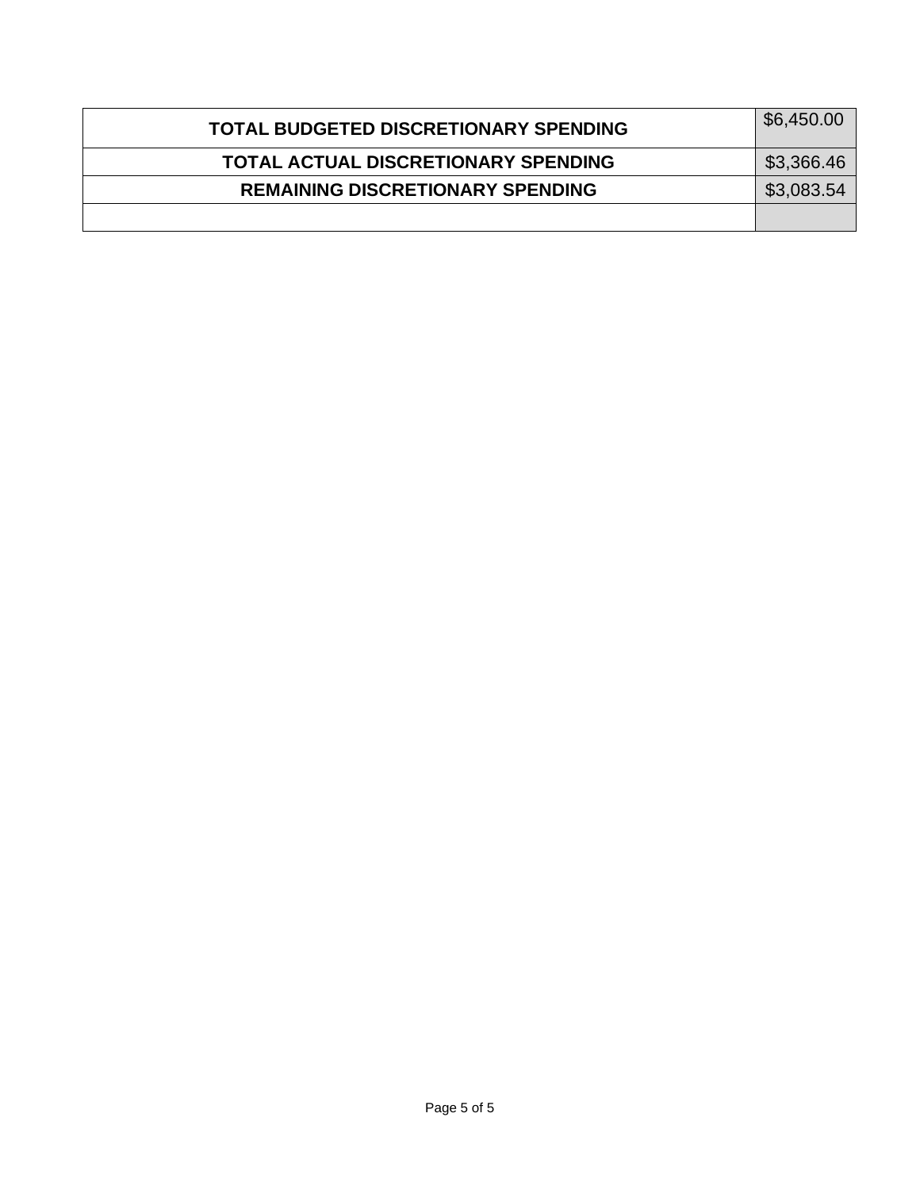| | |
|---|---|
| **TOTAL BUDGETED DISCRETIONARY SPENDING** | $6,450.00 |
| **TOTAL ACTUAL DISCRETIONARY SPENDING** | $3,366.46 |
| **REMAINING DISCRETIONARY SPENDING** | $3,083.54 |
| | |